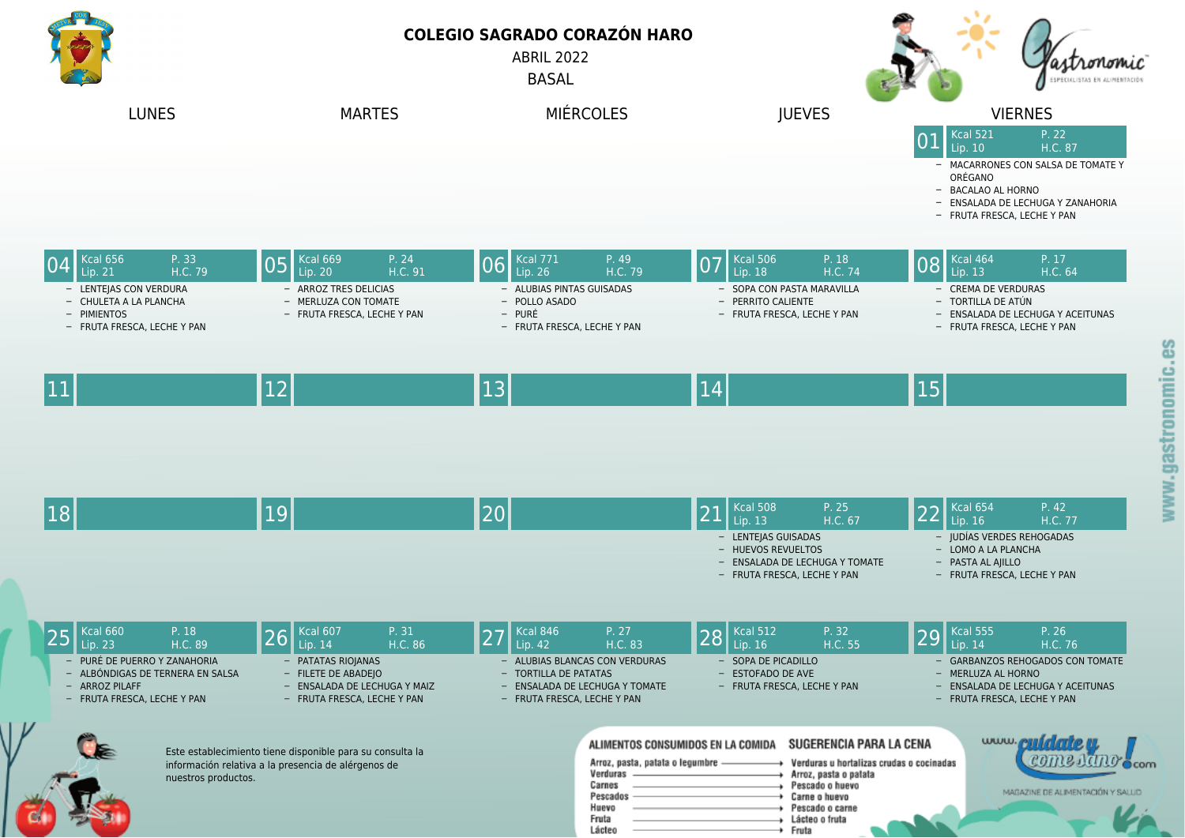# COLEGIO SAGRADO CORAZÓN HARO

ABRIL 2022

BASAL

| LUNES | MARTES | MIÉRCOLES | JUEVES | VIERNES |
|---|---|---|---|---|
| | | | | **01** Kcal 521 P. 22 Lip. 10 H.C. 87<br>– MACARRONES CON SALSA DE TOMATE Y ORÉGANO<br>– BACALAO AL HORNO<br>– ENSALADA DE LECHUGA Y ZANAHORIA<br>– FRUTA FRESCA, LECHE Y PAN |
| **04** Kcal 656 P. 33 Lip. 21 H.C. 79<br>– LENTEJAS CON VERDURA<br>– CHULETA A LA PLANCHA<br>– PIMIENTOS<br>– FRUTA FRESCA, LECHE Y PAN | **05** Kcal 669 P. 24 Lip. 20 H.C. 91<br>– ARROZ TRES DELICIAS<br>– MERLUZA CON TOMATE<br>– FRUTA FRESCA, LECHE Y PAN | **06** Kcal 771 P. 49 Lip. 26 H.C. 79<br>– ALUBIAS PINTAS GUISADAS<br>– POLLO ASADO<br>– PURÉ<br>– FRUTA FRESCA, LECHE Y PAN | **07** Kcal 506 P. 18 Lip. 18 H.C. 74<br>– SOPA CON PASTA MARAVILLA<br>– PERRITO CALIENTE<br>– FRUTA FRESCA, LECHE Y PAN | **08** Kcal 464 P. 17 Lip. 13 H.C. 64<br>– CREMA DE VERDURAS<br>– TORTILLA DE ATÚN<br>– ENSALADA DE LECHUGA Y ACEITUNAS<br>– FRUTA FRESCA, LECHE Y PAN |
| **11** | **12** | **13** | **14** | **15** |
| **18** | **19** | **20** | **21** Kcal 508 P. 25 Lip. 13 H.C. 67<br>– LENTEJAS GUISADAS<br>– HUEVOS REVUELTOS<br>– ENSALADA DE LECHUGA Y TOMATE<br>– FRUTA FRESCA, LECHE Y PAN | **22** Kcal 654 P. 42 Lip. 16 H.C. 77<br>– JUDÍAS VERDES REHOGADAS<br>– LOMO A LA PLANCHA<br>– PASTA AL AJILLO<br>– FRUTA FRESCA, LECHE Y PAN |
| **25** Kcal 660 P. 18 Lip. 23 H.C. 89<br>– PURÉ DE PUERRO Y ZANAHORIA<br>– ALBÓNDIGAS DE TERNERA EN SALSA<br>– ARROZ PILAFF<br>– FRUTA FRESCA, LECHE Y PAN | **26** Kcal 607 P. 31 Lip. 14 H.C. 86<br>– PATATAS RIOJANAS<br>– FILETE DE ABADEJO<br>– ENSALADA DE LECHUGA Y MAIZ<br>– FRUTA FRESCA, LECHE Y PAN | **27** Kcal 846 P. 27 Lip. 42 H.C. 83<br>– ALUBIAS BLANCAS CON VERDURAS<br>– TORTILLA DE PATATAS<br>– ENSALADA DE LECHUGA Y TOMATE<br>– FRUTA FRESCA, LECHE Y PAN | **28** Kcal 512 P. 32 Lip. 16 H.C. 55<br>– SOPA DE PICADILLO<br>– ESTOFADO DE AVE<br>– FRUTA FRESCA, LECHE Y PAN | **29** Kcal 555 P. 26 Lip. 14 H.C. 76<br>– GARBANZOS REHOGADOS CON TOMATE<br>– MERLUZA AL HORNO<br>– ENSALADA DE LECHUGA Y ACEITUNAS<br>– FRUTA FRESCA, LECHE Y PAN |

Este establecimiento tiene disponible para su consulta la información relativa a la presencia de alérgenos de nuestros productos.

| ALIMENTOS CONSUMIDOS EN LA COMIDA | SUGERENCIA PARA LA CENA |
|---|---|
| Arroz, pasta, patata o legumbre | Verduras u hortalizas crudas o cocinadas |
| Verduras | Arroz, pasta o patata |
| Carnes | Pescado o huevo |
| Pescados | Carne o huevo |
| Huevo | Pescado o carne |
| Fruta | Lácteo o fruta |
| Lácteo | Fruta |

www.cuidateycomesano.com – MAGAZINE DE ALIMENTACIÓN Y SALUD

Gastronomic – ESPECIALISTAS EN ALIMENTACIÓN

www.gastronomic.es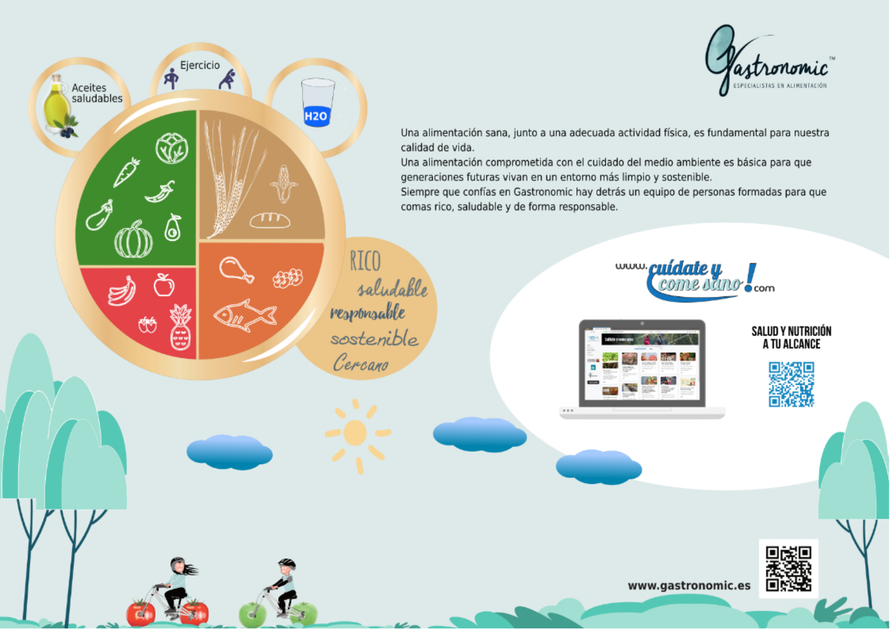Gastronomic™

ESPECIALISTAS EN ALIMENTACIÓN

Aceites saludables

Ejercicio

H2O

RICO

saludable

responsable

sostenible

Cercano

Una alimentación sana, junto a una adecuada actividad física, es fundamental para nuestra calidad de vida.

Una alimentación comprometida con el cuidado del medio ambiente es básica para que generaciones futuras vivan en un entorno más limpio y sostenible.

Siempre que confías en Gastronomic hay detrás un equipo de personas formadas para que comas rico, saludable y de forma responsable.

www.cuídate y come sano!.com

SALUD Y NUTRICIÓN A TU ALCANCE

www.gastronomic.es